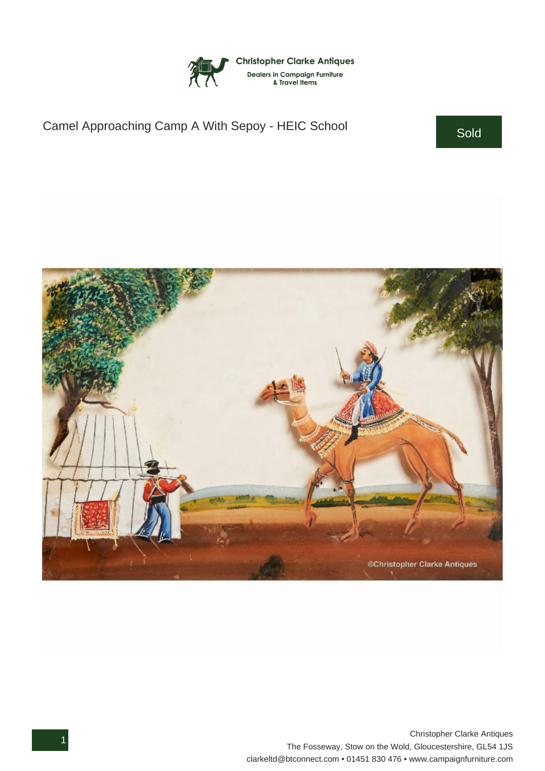Christopher Clarke Antiques

Dealers in Campaign Furniture & Travel Items

# Camel Approaching Camp A With Sepoy - HEIC School

Sold

Christopher Clarke Antiques
The Fosseway, Stow on the Wold, Gloucestershire, GL54 1JS
clarkeltd@btconnect.com • 01451 830 476 • www.campaignfurniture.com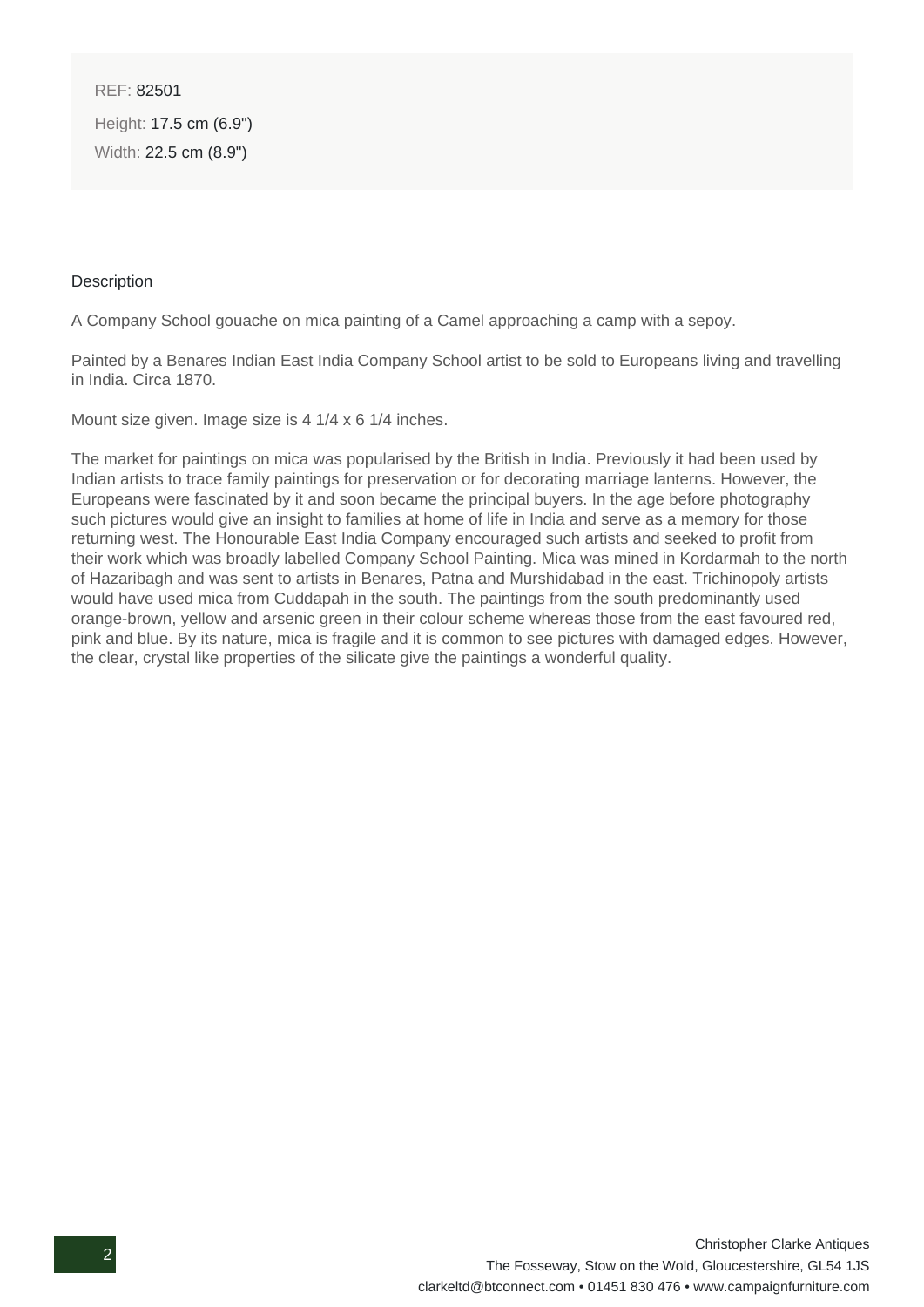REF: 82501

Height: 17.5 cm (6.9")

Width: 22.5 cm (8.9")

Description

A Company School gouache on mica painting of a Camel approaching a camp with a sepoy.

Painted by a Benares Indian East India Company School artist to be sold to Europeans living and travelling in India. Circa 1870.

Mount size given. Image size is 4 1/4 x 6 1/4 inches.

The market for paintings on mica was popularised by the British in India. Previously it had been used by Indian artists to trace family paintings for preservation or for decorating marriage lanterns. However, the Europeans were fascinated by it and soon became the principal buyers. In the age before photography such pictures would give an insight to families at home of life in India and serve as a memory for those returning west. The Honourable East India Company encouraged such artists and seeked to profit from their work which was broadly labelled Company School Painting. Mica was mined in Kordarmah to the north of Hazaribagh and was sent to artists in Benares, Patna and Murshidabad in the east. Trichinopoly artists would have used mica from Cuddapah in the south. The paintings from the south predominantly used orange-brown, yellow and arsenic green in their colour scheme whereas those from the east favoured red, pink and blue. By its nature, mica is fragile and it is common to see pictures with damaged edges. However, the clear, crystal like properties of the silicate give the paintings a wonderful quality.

Christopher Clarke Antiques
The Fosseway, Stow on the Wold, Gloucestershire, GL54 1JS
clarkeltd@btconnect.com • 01451 830 476 • www.campaignfurniture.com